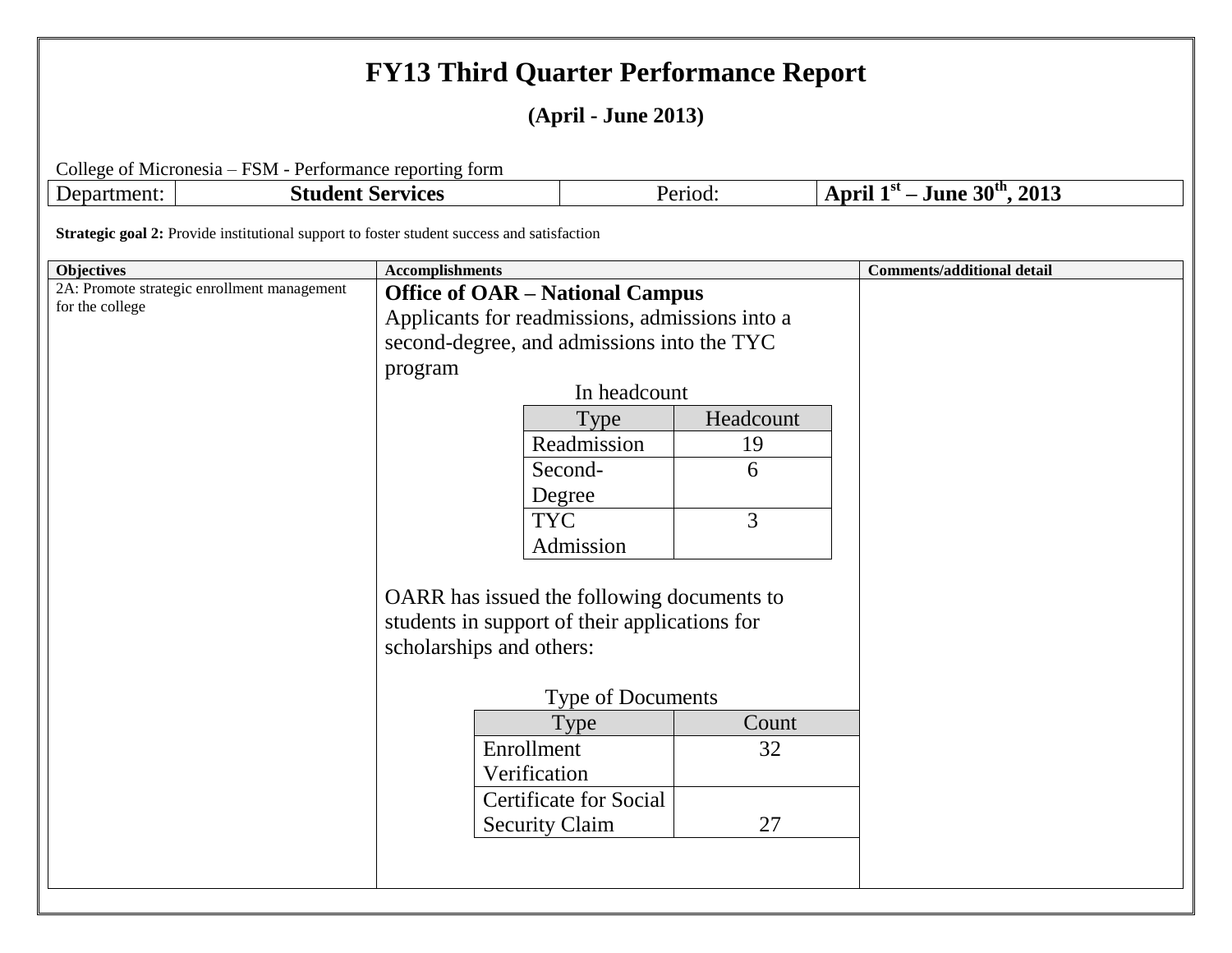# FY13 Third Quarter Performance Report

**(April - June 2013)**

College of Micronesia – FSM - Performance reporting form

| Department: | **Student Services** | Period: | **April 1st – June 30th, 2013** |
| --- | --- | --- | --- |

**Strategic goal 2:** Provide institutional support to foster student success and satisfaction

| Objectives | Accomplishments | Comments/additional detail |
| --- | --- | --- |
| 2A: Promote strategic enrollment management for the college | **Office of OAR – National Campus**<br>Applicants for readmissions, admissions into a second-degree, and admissions into the TYC program<br>In headcount<br>Type: Headcount<br>Readmission: 19<br>Second-Degree: 6<br>TYC Admission: 3<br><br>OARR has issued the following documents to students in support of their applications for scholarships and others:<br>Type of Documents<br>Type: Count<br>Enrollment Verification: 32<br>Certificate for Social Security Claim: 27 | |

In headcount

| Type | Headcount |
| --- | --- |
| Readmission | 19 |
| Second-Degree | 6 |
| TYC Admission | 3 |

Type of Documents

| Type | Count |
| --- | --- |
| Enrollment Verification | 32 |
| Certificate for Social Security Claim | 27 |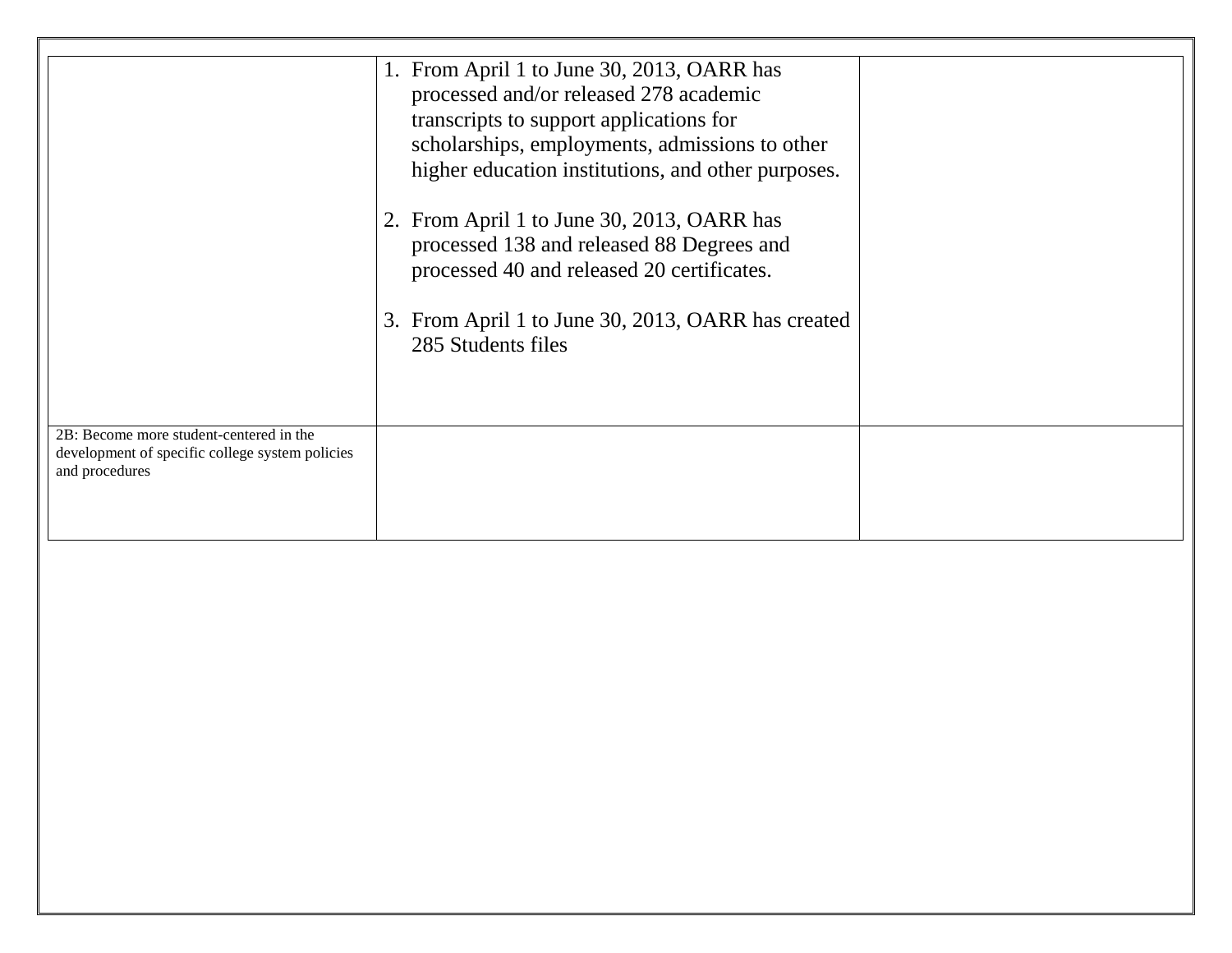| | | |
|---|---|---|
| | 1. From April 1 to June 30, 2013, OARR has processed and/or released 278 academic transcripts to support applications for scholarships, employments, admissions to other higher education institutions, and other purposes.<br><br>2. From April 1 to June 30, 2013, OARR has processed 138 and released 88 Degrees and processed 40 and released 20 certificates.<br><br>3. From April 1 to June 30, 2013, OARR has created 285 Students files | |
| 2B: Become more student-centered in the development of specific college system policies and procedures | | |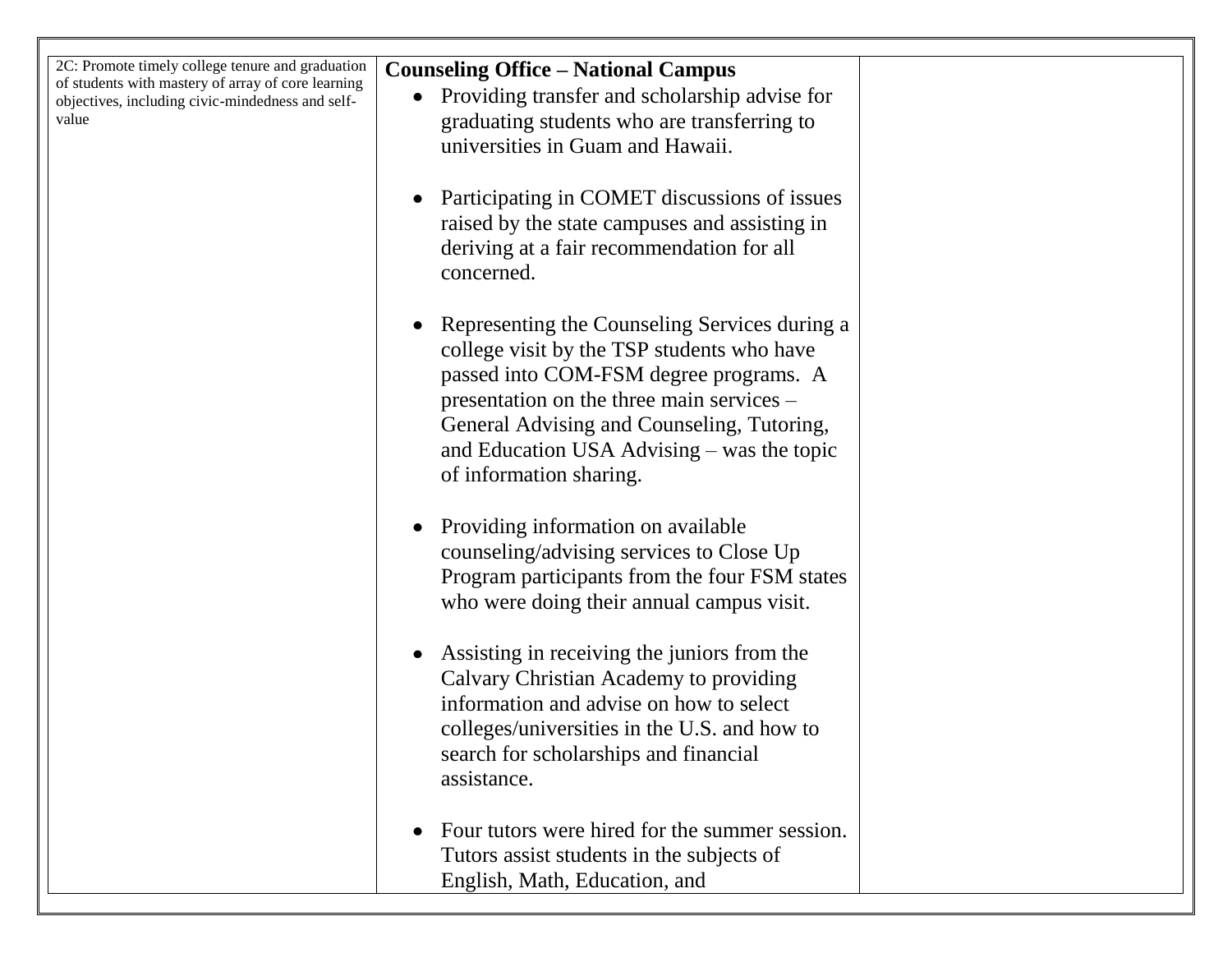| | | |
|---|---|---|
| 2C: Promote timely college tenure and graduation of students with mastery of array of core learning objectives, including civic-mindedness and self-value | **Counseling Office – National Campus**<br>• Providing transfer and scholarship advise for graduating students who are transferring to universities in Guam and Hawaii.<br><br>• Participating in COMET discussions of issues raised by the state campuses and assisting in deriving at a fair recommendation for all concerned.<br><br>• Representing the Counseling Services during a college visit by the TSP students who have passed into COM-FSM degree programs. A presentation on the three main services – General Advising and Counseling, Tutoring, and Education USA Advising – was the topic of information sharing.<br><br>• Providing information on available counseling/advising services to Close Up Program participants from the four FSM states who were doing their annual campus visit.<br><br>• Assisting in receiving the juniors from the Calvary Christian Academy to providing information and advise on how to select colleges/universities in the U.S. and how to search for scholarships and financial assistance.<br><br>• Four tutors were hired for the summer session. Tutors assist students in the subjects of English, Math, Education, and | |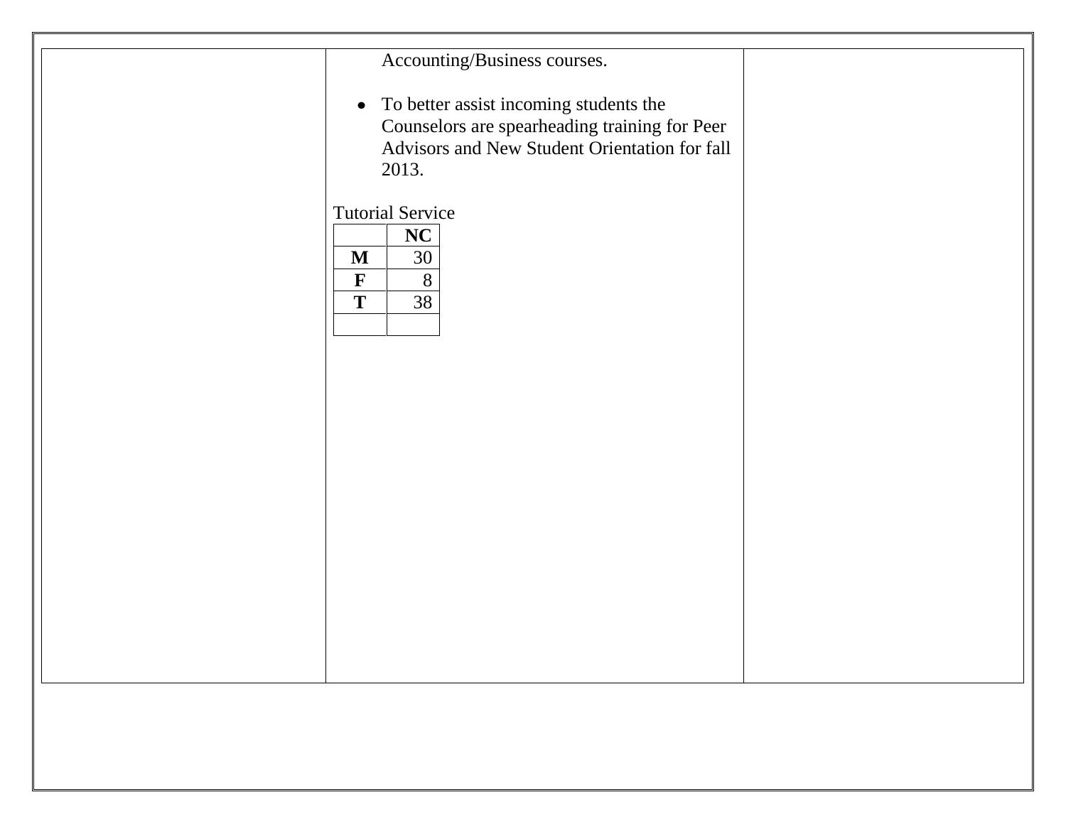Accounting/Business courses.

- To better assist incoming students the Counselors are spearheading training for Peer Advisors and New Student Orientation for fall 2013.

Tutorial Service

| | NC |
|---|---|
| **M** | 30 |
| **F** | 8 |
| **T** | 38 |
| | |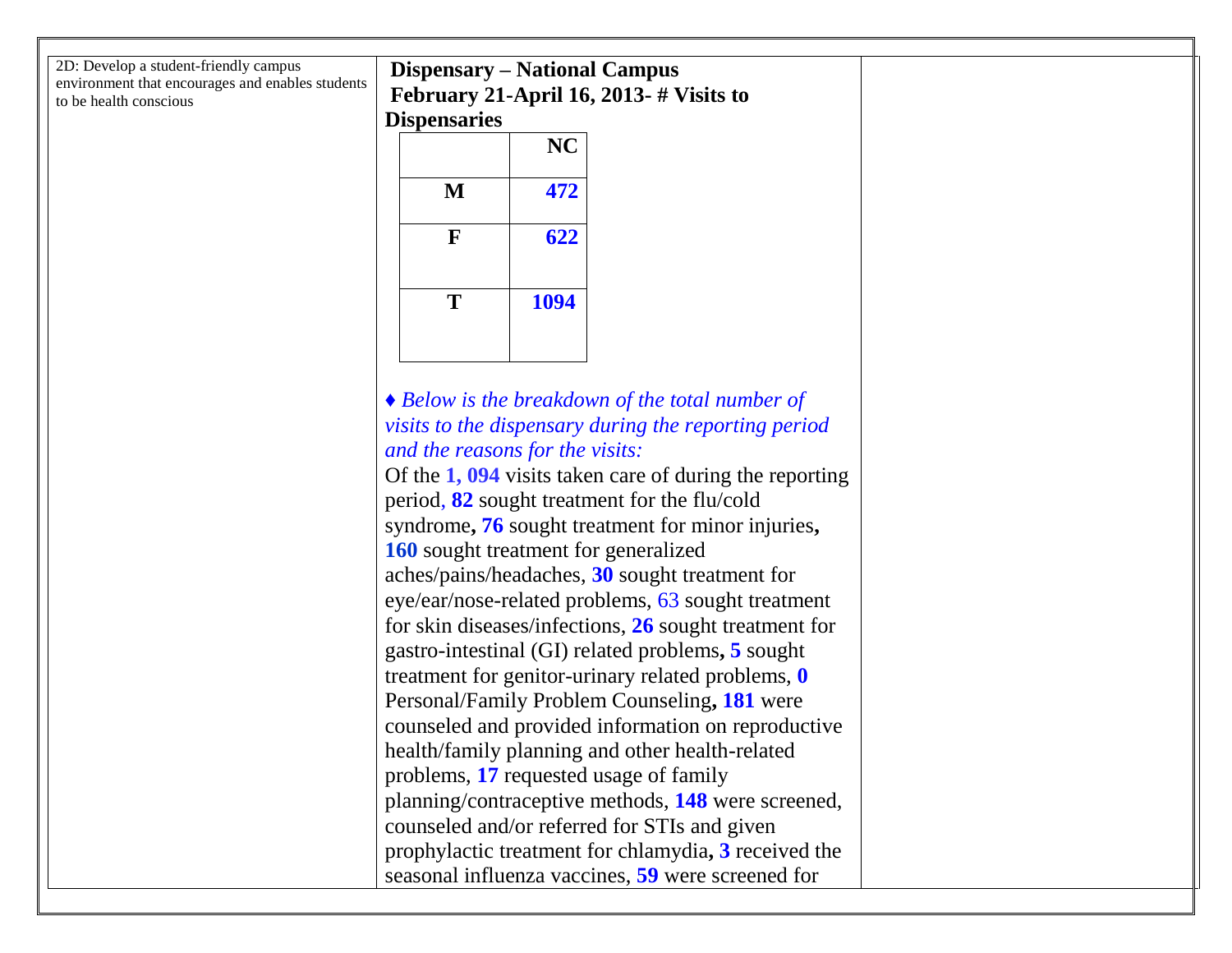| | | |
|---|---|---|
| 2D: Develop a student-friendly campus environment that encourages and enables students to be health conscious | **Dispensary – National Campus February 21-April 16, 2013- # Visits to Dispensaries**<br><br>\| \| NC \|<br>\|---\|---\|<br>\| M \| 472 \|<br>\| F \| 622 \|<br>\| T \| 1094 \|<br><br>♦ *Below is the breakdown of the total number of visits to the dispensary during the reporting period and the reasons for the visits:*<br>Of the **1, 094** visits taken care of during the reporting period, **82** sought treatment for the flu/cold syndrome**, 76** sought treatment for minor injuries**, 160** sought treatment for generalized aches/pains/headaches, **30** sought treatment for eye/ear/nose-related problems, 63 sought treatment for skin diseases/infections, **26** sought treatment for gastro-intestinal (GI) related problems**, 5** sought treatment for genitor-urinary related problems, **0** Personal/Family Problem Counseling**, 181** were counseled and provided information on reproductive health/family planning and other health-related problems, **17** requested usage of family planning/contraceptive methods, **148** were screened, counseled and/or referred for STIs and given prophylactic treatment for chlamydia**, 3** received the seasonal influenza vaccines, **59** were screened for | |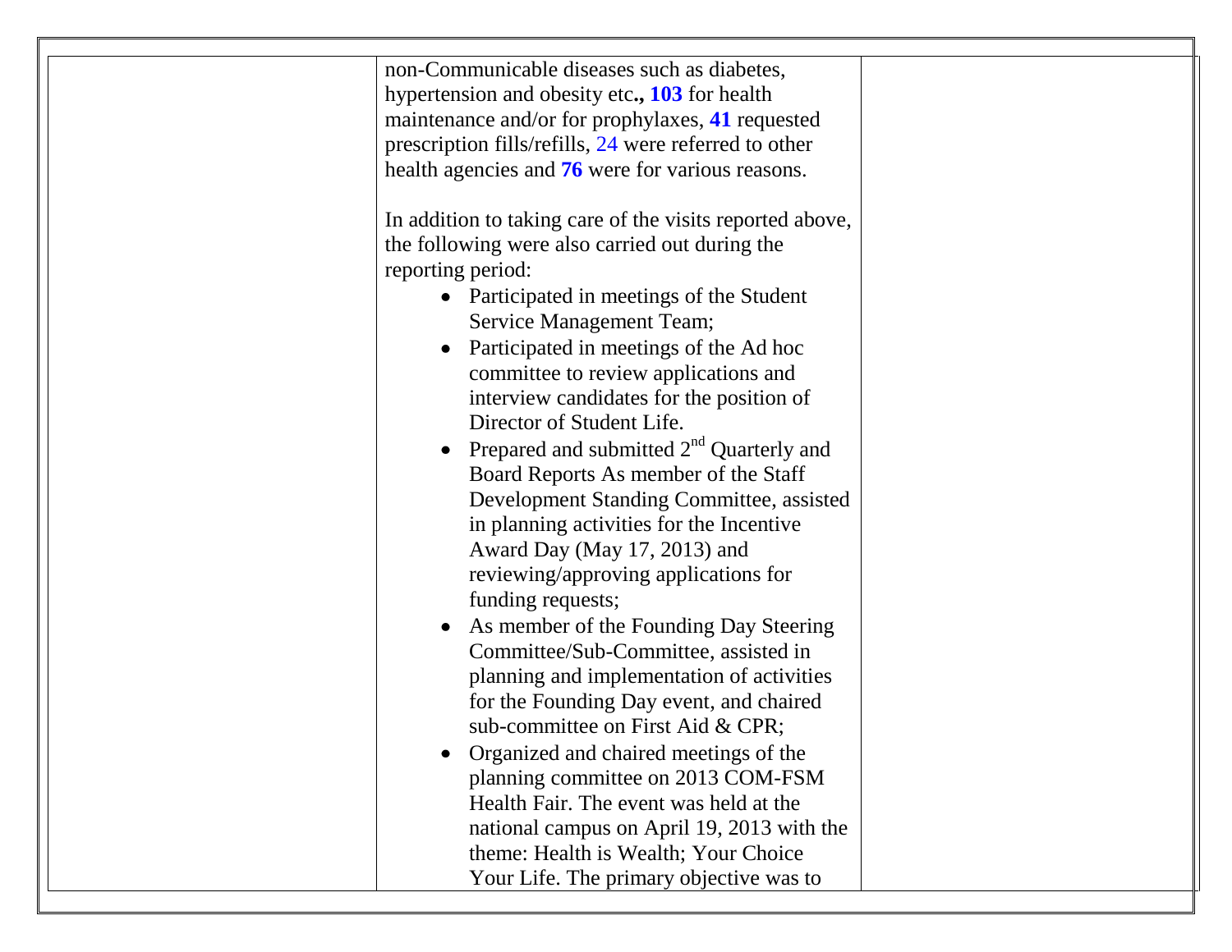| | | |
|---|---|---|
| | non-Communicable diseases such as diabetes, hypertension and obesity etc**., 103** for health maintenance and/or for prophylaxes, **41** requested prescription fills/refills, 24 were referred to other health agencies and **76** were for various reasons.<br><br>In addition to taking care of the visits reported above, the following were also carried out during the reporting period:<br>• Participated in meetings of the Student Service Management Team;<br>• Participated in meetings of the Ad hoc committee to review applications and interview candidates for the position of Director of Student Life.<br>• Prepared and submitted 2nd Quarterly and Board Reports As member of the Staff Development Standing Committee, assisted in planning activities for the Incentive Award Day (May 17, 2013) and reviewing/approving applications for funding requests;<br>• As member of the Founding Day Steering Committee/Sub-Committee, assisted in planning and implementation of activities for the Founding Day event, and chaired sub-committee on First Aid & CPR;<br>• Organized and chaired meetings of the planning committee on 2013 COM-FSM Health Fair. The event was held at the national campus on April 19, 2013 with the theme: Health is Wealth; Your Choice Your Life. The primary objective was to | |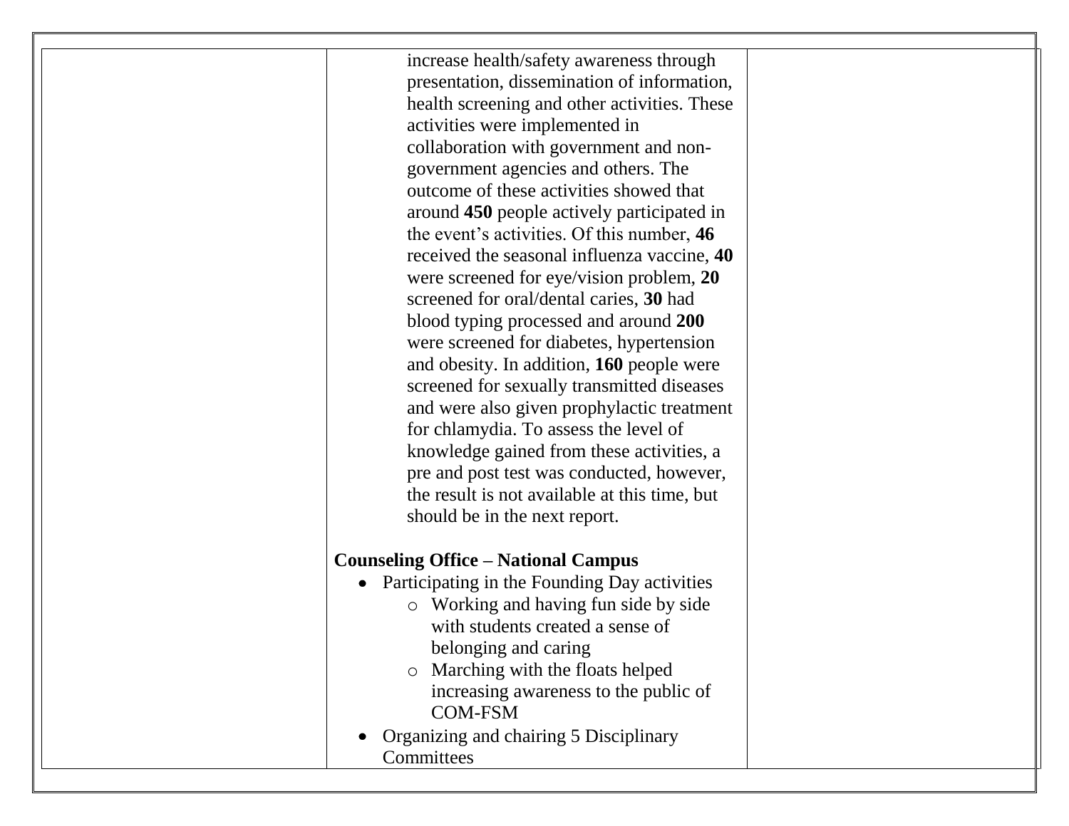| | | |
|---|---|---|
| | increase health/safety awareness through presentation, dissemination of information, health screening and other activities. These activities were implemented in collaboration with government and non-government agencies and others. The outcome of these activities showed that around **450** people actively participated in the event's activities. Of this number, **46** received the seasonal influenza vaccine, **40** were screened for eye/vision problem, **20** screened for oral/dental caries, **30** had blood typing processed and around **200** were screened for diabetes, hypertension and obesity. In addition, **160** people were screened for sexually transmitted diseases and were also given prophylactic treatment for chlamydia. To assess the level of knowledge gained from these activities, a pre and post test was conducted, however, the result is not available at this time, but should be in the next report.<br><br>**Counseling Office – National Campus**<br>• Participating in the Founding Day activities<br>&nbsp;&nbsp;&nbsp;&nbsp;○ Working and having fun side by side with students created a sense of belonging and caring<br>&nbsp;&nbsp;&nbsp;&nbsp;○ Marching with the floats helped increasing awareness to the public of COM-FSM<br>• Organizing and chairing 5 Disciplinary Committees | |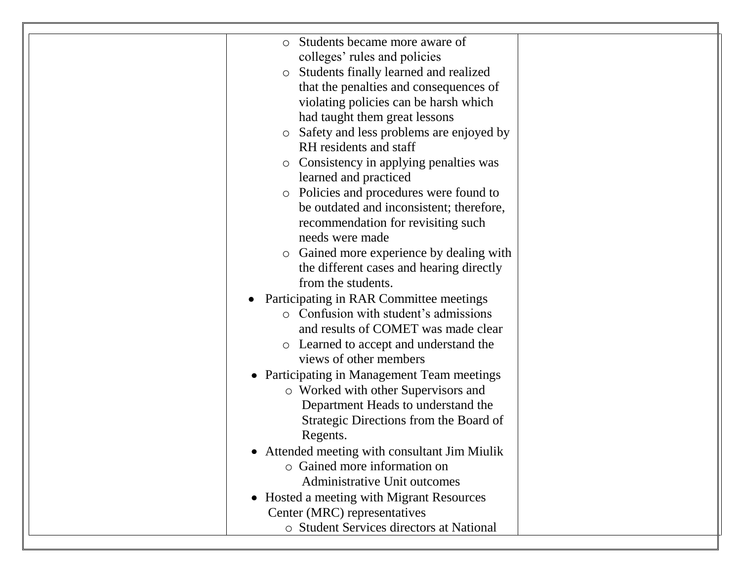| | | |
|---|---|---|
| | <ul><li>Students became more aware of colleges' rules and policies</li><li>Students finally learned and realized that the penalties and consequences of violating policies can be harsh which had taught them great lessons</li><li>Safety and less problems are enjoyed by RH residents and staff</li><li>Consistency in applying penalties was learned and practiced</li><li>Policies and procedures were found to be outdated and inconsistent; therefore, recommendation for revisiting such needs were made</li><li>Gained more experience by dealing with the different cases and hearing directly from the students.</li></ul><ul><li>Participating in RAR Committee meetings<ul><li>Confusion with student's admissions and results of COMET was made clear</li><li>Learned to accept and understand the views of other members</li></ul></li><li>Participating in Management Team meetings<ul><li>Worked with other Supervisors and Department Heads to understand the Strategic Directions from the Board of Regents.</li></ul></li><li>Attended meeting with consultant Jim Miulik<ul><li>Gained more information on Administrative Unit outcomes</li></ul></li><li>Hosted a meeting with Migrant Resources Center (MRC) representatives<ul><li>Student Services directors at National</li></ul></li></ul> | |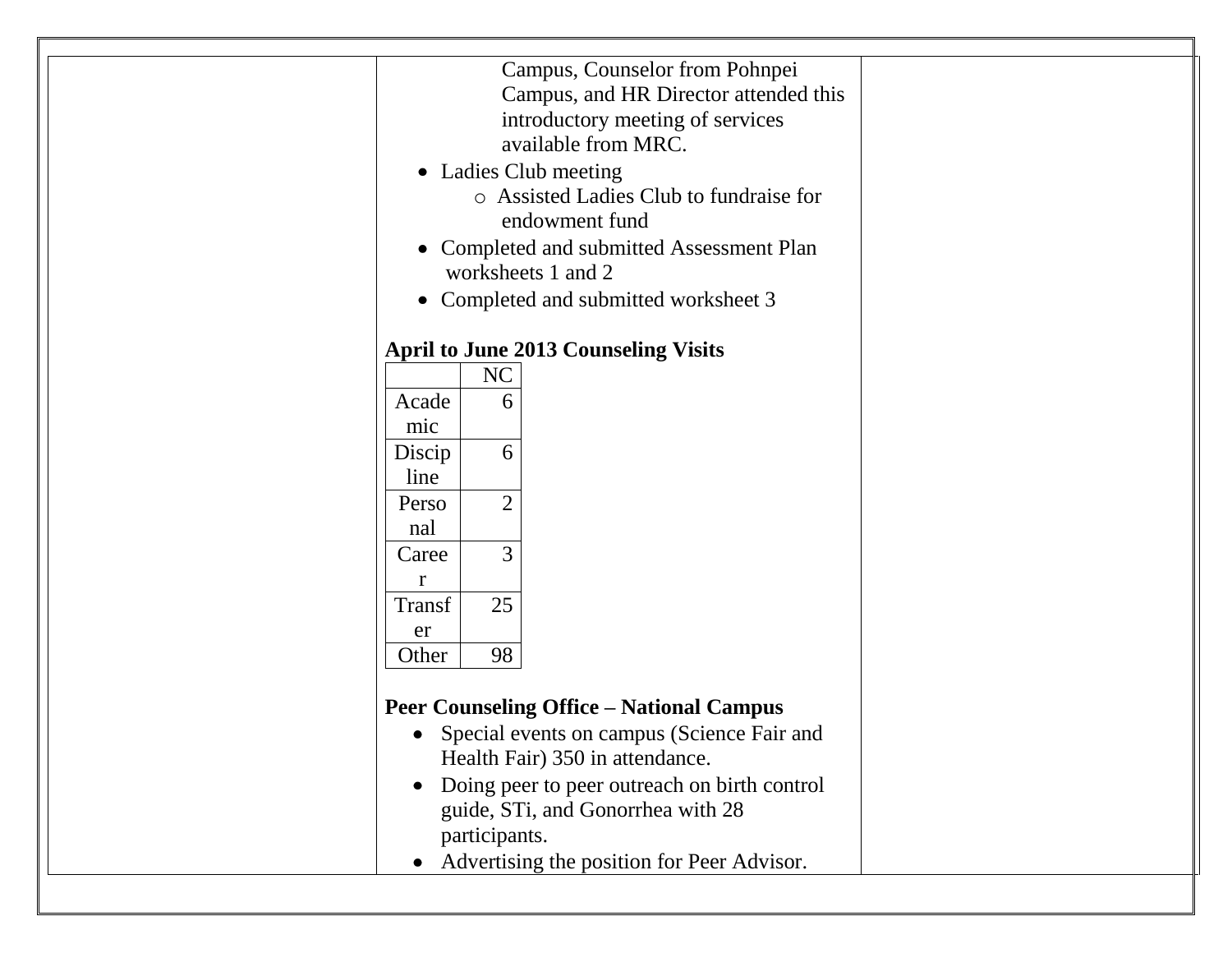Campus, Counselor from Pohnpei Campus, and HR Director attended this introductory meeting of services available from MRC.

- Ladies Club meeting
  - Assisted Ladies Club to fundraise for endowment fund
- Completed and submitted Assessment Plan worksheets 1 and 2
- Completed and submitted worksheet 3

**April to June 2013 Counseling Visits**

| | NC |
|---|---|
| Academic | 6 |
| Discipline | 6 |
| Personal | 2 |
| Career | 3 |
| Transfer | 25 |
| Other | 98 |

**Peer Counseling Office – National Campus**

- Special events on campus (Science Fair and Health Fair) 350 in attendance.
- Doing peer to peer outreach on birth control guide, STi, and Gonorrhea with 28 participants.
- Advertising the position for Peer Advisor.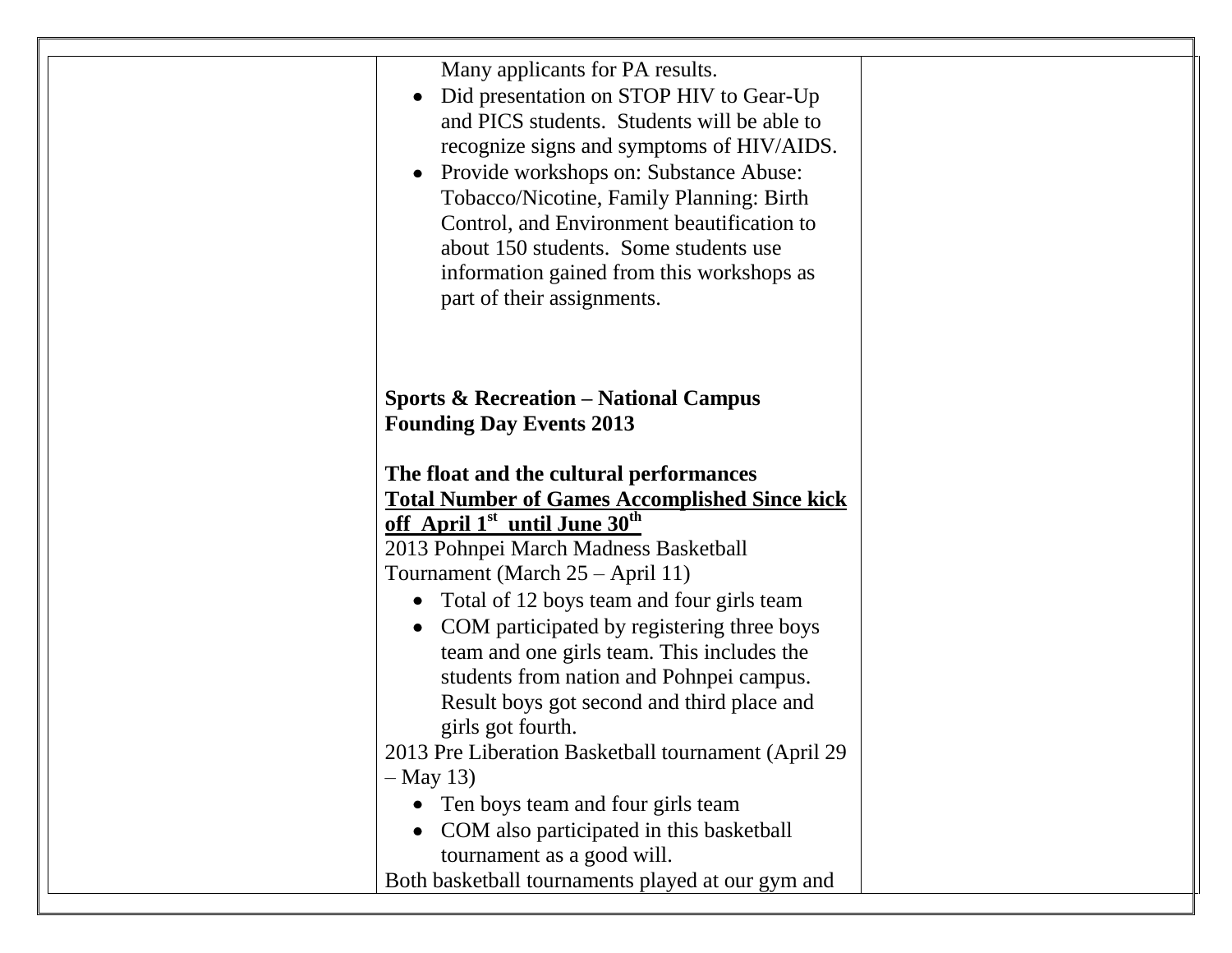| | | |
|---|---|---|
| | Many applicants for PA results.<br>• Did presentation on STOP HIV to Gear-Up and PICS students. Students will be able to recognize signs and symptoms of HIV/AIDS.<br>• Provide workshops on: Substance Abuse: Tobacco/Nicotine, Family Planning: Birth Control, and Environment beautification to about 150 students. Some students use information gained from this workshops as part of their assignments.<br><br>**Sports & Recreation – National Campus Founding Day Events 2013**<br><br>**The float and the cultural performances**<br>**<u>Total Number of Games Accomplished Since kick off April 1st until June 30th</u>**<br>2013 Pohnpei March Madness Basketball Tournament (March 25 – April 11)<br>• Total of 12 boys team and four girls team<br>• COM participated by registering three boys team and one girls team. This includes the students from nation and Pohnpei campus. Result boys got second and third place and girls got fourth.<br>2013 Pre Liberation Basketball tournament (April 29 – May 13)<br>• Ten boys team and four girls team<br>• COM also participated in this basketball tournament as a good will.<br>Both basketball tournaments played at our gym and | |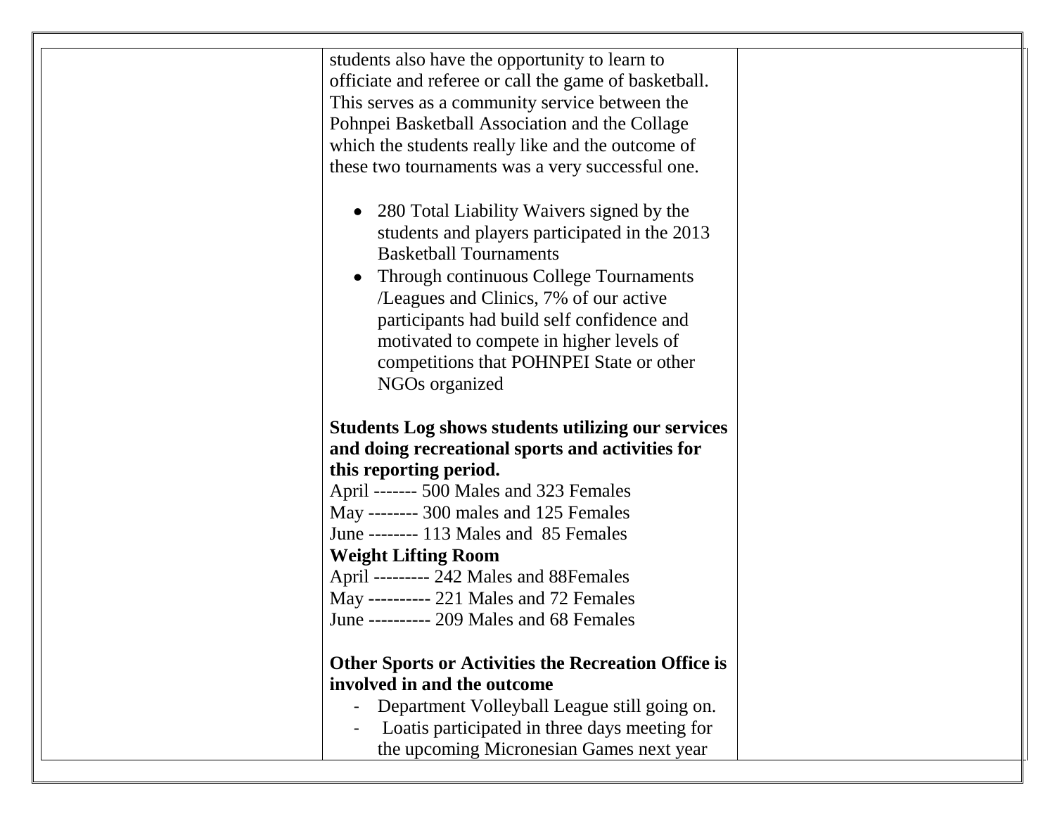| | | |
|---|---|---|
| | students also have the opportunity to learn to officiate and referee or call the game of basketball. This serves as a community service between the Pohnpei Basketball Association and the Collage which the students really like and the outcome of these two tournaments was a very successful one.<br><br>• 280 Total Liability Waivers signed by the students and players participated in the 2013 Basketball Tournaments<br>• Through continuous College Tournaments /Leagues and Clinics, 7% of our active participants had build self confidence and motivated to compete in higher levels of competitions that POHNPEI State or other NGOs organized<br><br>**Students Log shows students utilizing our services and doing recreational sports and activities for this reporting period.**<br>April ------- 500 Males and 323 Females<br>May -------- 300 males and 125 Females<br>June -------- 113 Males and 85 Females<br>**Weight Lifting Room**<br>April --------- 242 Males and 88Females<br>May ---------- 221 Males and 72 Females<br>June ---------- 209 Males and 68 Females<br><br>**Other Sports or Activities the Recreation Office is involved in and the outcome**<br>- Department Volleyball League still going on.<br>- Loatis participated in three days meeting for the upcoming Micronesian Games next year | |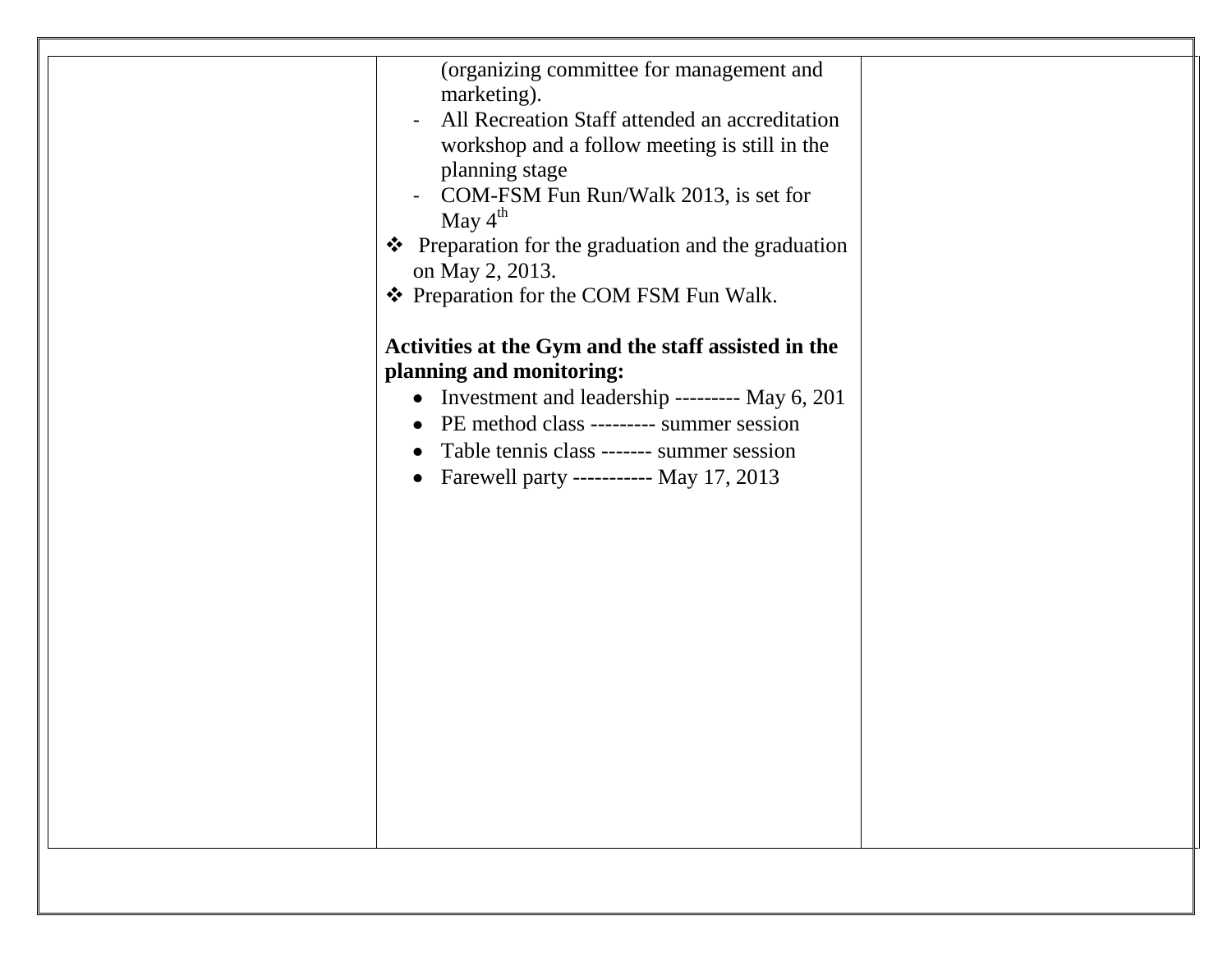| | | |
|---|---|---|
| | (organizing committee for management and marketing).<br>- All Recreation Staff attended an accreditation workshop and a follow meeting is still in the planning stage<br>- COM-FSM Fun Run/Walk 2013, is set for May 4th<br>❖ Preparation for the graduation and the graduation on May 2, 2013.<br>❖ Preparation for the COM FSM Fun Walk.<br><br>**Activities at the Gym and the staff assisted in the planning and monitoring:**<br>• Investment and leadership --------- May 6, 201<br>• PE method class --------- summer session<br>• Table tennis class ------- summer session<br>• Farewell party ----------- May 17, 2013 | |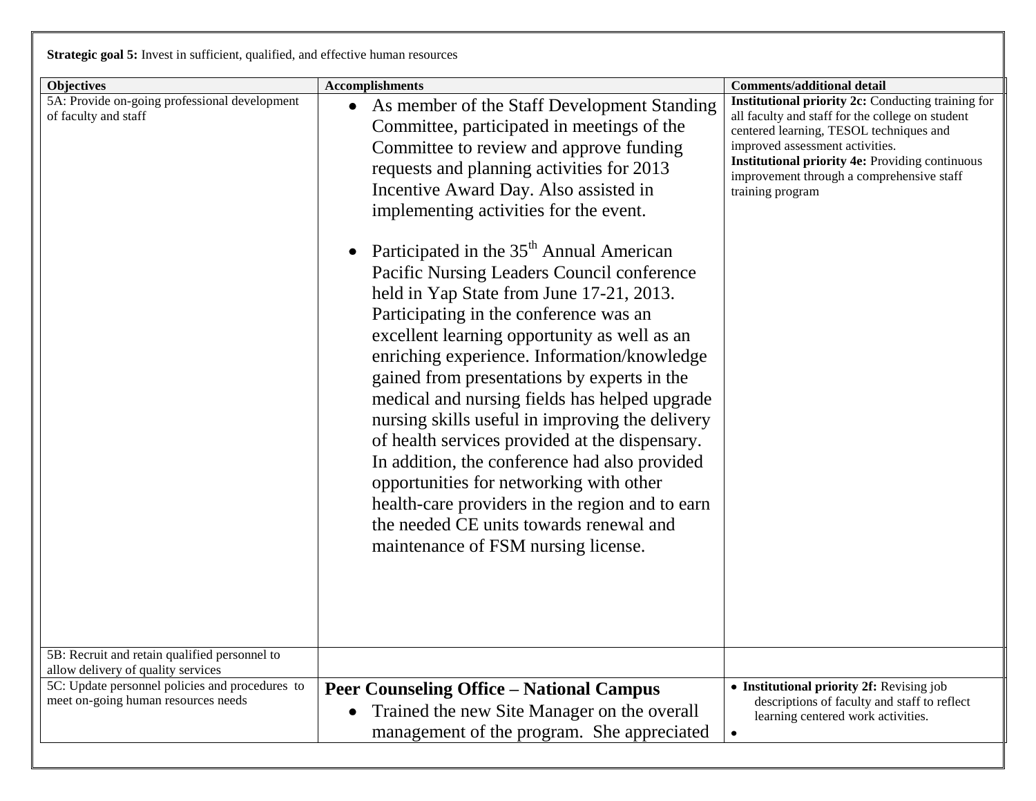**Strategic goal 5:** Invest in sufficient, qualified, and effective human resources

| Objectives | Accomplishments | Comments/additional detail |
|---|---|---|
| 5A: Provide on-going professional development of faculty and staff | • As member of the Staff Development Standing Committee, participated in meetings of the Committee to review and approve funding requests and planning activities for 2013 Incentive Award Day. Also assisted in implementing activities for the event.<br><br>• Participated in the 35th Annual American Pacific Nursing Leaders Council conference held in Yap State from June 17-21, 2013. Participating in the conference was an excellent learning opportunity as well as an enriching experience. Information/knowledge gained from presentations by experts in the medical and nursing fields has helped upgrade nursing skills useful in improving the delivery of health services provided at the dispensary. In addition, the conference had also provided opportunities for networking with other health-care providers in the region and to earn the needed CE units towards renewal and maintenance of FSM nursing license. | **Institutional priority 2c:** Conducting training for all faculty and staff for the college on student centered learning, TESOL techniques and improved assessment activities.<br>**Institutional priority 4e:** Providing continuous improvement through a comprehensive staff training program |
| 5B: Recruit and retain qualified personnel to allow delivery of quality services | | |
| 5C: Update personnel policies and procedures to meet on-going human resources needs | **Peer Counseling Office – National Campus**<br>• Trained the new Site Manager on the overall management of the program. She appreciated | • **Institutional priority 2f:** Revising job descriptions of faculty and staff to reflect learning centered work activities.<br>• |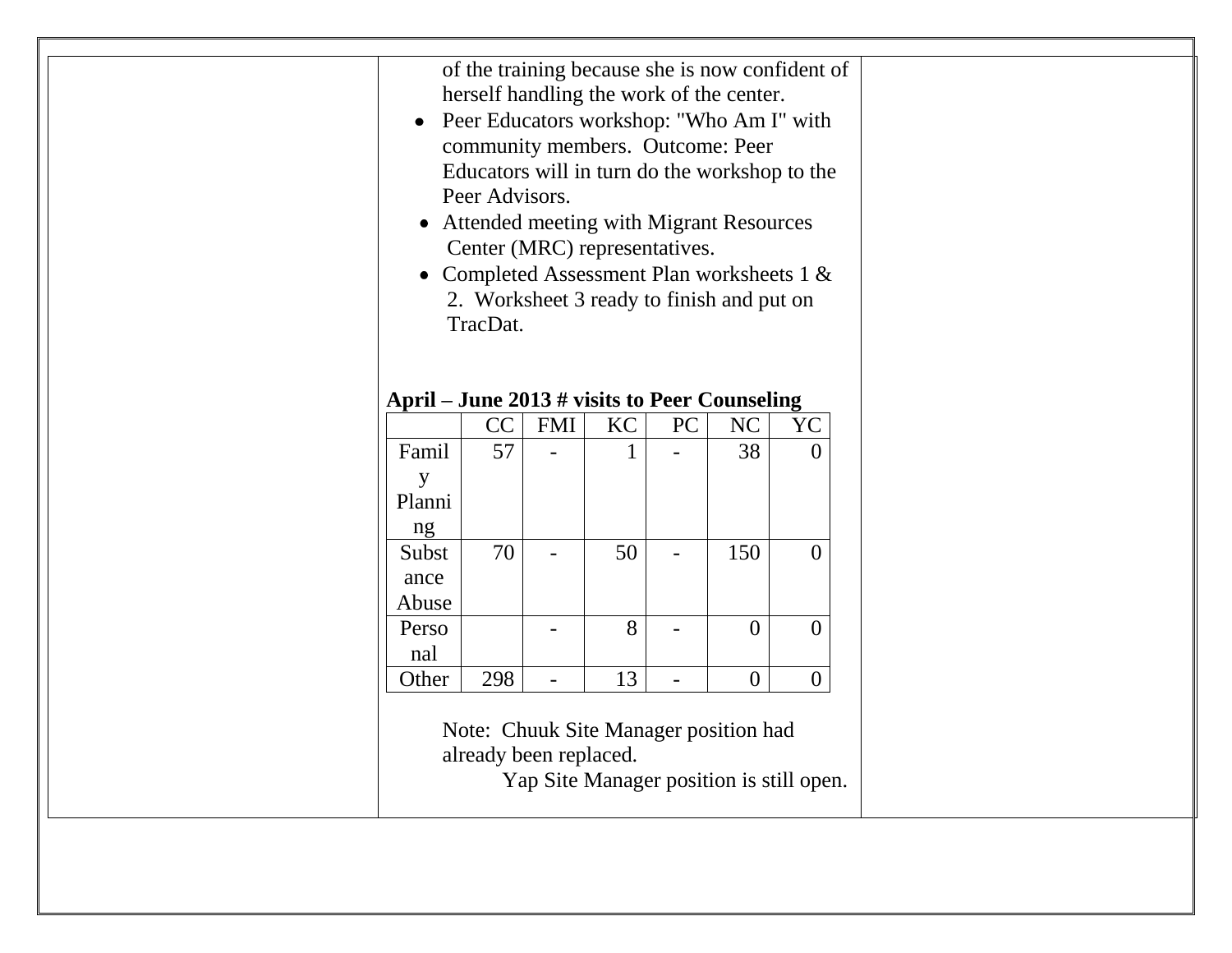of the training because she is now confident of herself handling the work of the center.

- Peer Educators workshop: "Who Am I" with community members. Outcome: Peer Educators will in turn do the workshop to the Peer Advisors.
- Attended meeting with Migrant Resources Center (MRC) representatives.
- Completed Assessment Plan worksheets 1 & 2. Worksheet 3 ready to finish and put on TracDat.

**April – June 2013 # visits to Peer Counseling**

| | CC | FMI | KC | PC | NC | YC |
|---|---|---|---|---|---|---|
| Family Planning | 57 | - | 1 | - | 38 | 0 |
| Substance Abuse | 70 | - | 50 | - | 150 | 0 |
| Personal | | - | 8 | - | 0 | 0 |
| Other | 298 | - | 13 | - | 0 | 0 |

Note: Chuuk Site Manager position had already been replaced.
Yap Site Manager position is still open.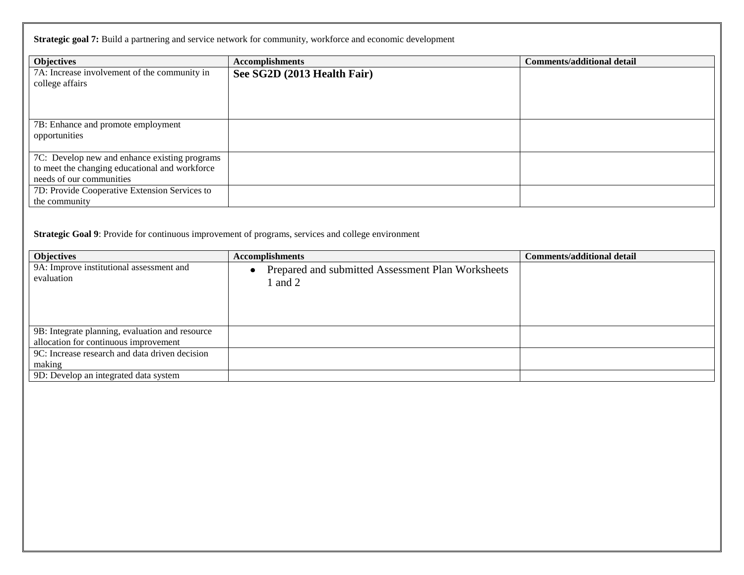**Strategic goal 7:** Build a partnering and service network for community, workforce and economic development

| Objectives | Accomplishments | Comments/additional detail |
|---|---|---|
| 7A: Increase involvement of the community in college affairs | **See SG2D (2013 Health Fair)** | |
| 7B: Enhance and promote employment opportunities | | |
| 7C: Develop new and enhance existing programs to meet the changing educational and workforce needs of our communities | | |
| 7D: Provide Cooperative Extension Services to the community | | |

**Strategic Goal 9**: Provide for continuous improvement of programs, services and college environment

| Objectives | Accomplishments | Comments/additional detail |
|---|---|---|
| 9A: Improve institutional assessment and evaluation | • Prepared and submitted Assessment Plan Worksheets 1 and 2 | |
| 9B: Integrate planning, evaluation and resource allocation for continuous improvement | | |
| 9C: Increase research and data driven decision making | | |
| 9D: Develop an integrated data system | | |